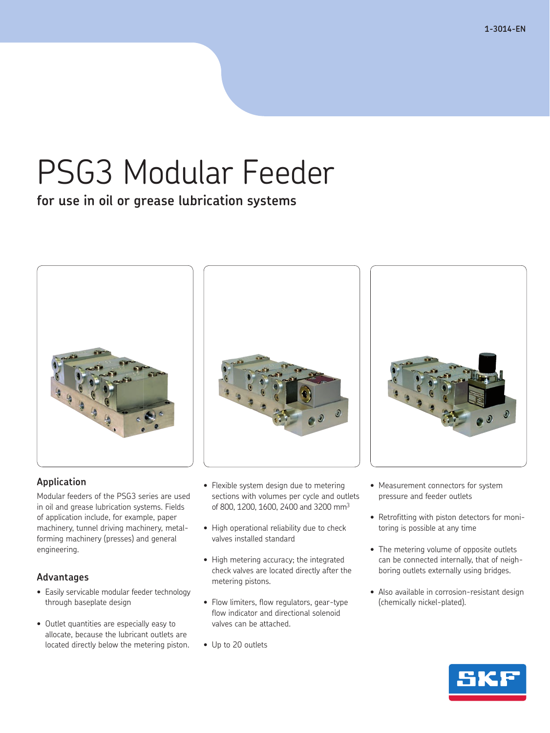# PSG3 Modular Feeder

**for use in oil or grease lubrication systems**

## Application

Modular feeders of the PSG3 series are used in oil and grease lubrication systems. Fields of application include, for example, paper machinery, tunnel driving machinery, metal-forming machinery (presses) and general engineering.

## Advantages

- Easily servicable modular feeder technology through baseplate design
- Outlet quantities are especially easy to allocate, because the lubricant outlets are located directly below the metering piston.
- Flexible system design due to metering sections with volumes per cycle and outlets of 800, 1200, 1600, 2400 and 3200 $mm^3$
- High operational reliability due to check valves installed standard
- High metering accuracy; the integrated check valves are located directly after the metering pistons.
- Flow limiters, flow regulators, gear-type flow indicator and directional solenoid valves can be attached.
- Up to 20 outlets
- Measurement connectors for system pressure and feeder outlets
- Retrofitting with piston detectors for monitoring is possible at any time
- The metering volume of opposite outlets can be connected internally, that of neighboring outlets externally using bridges.
- Also available in corrosion-resistant design (chemically nickel-plated).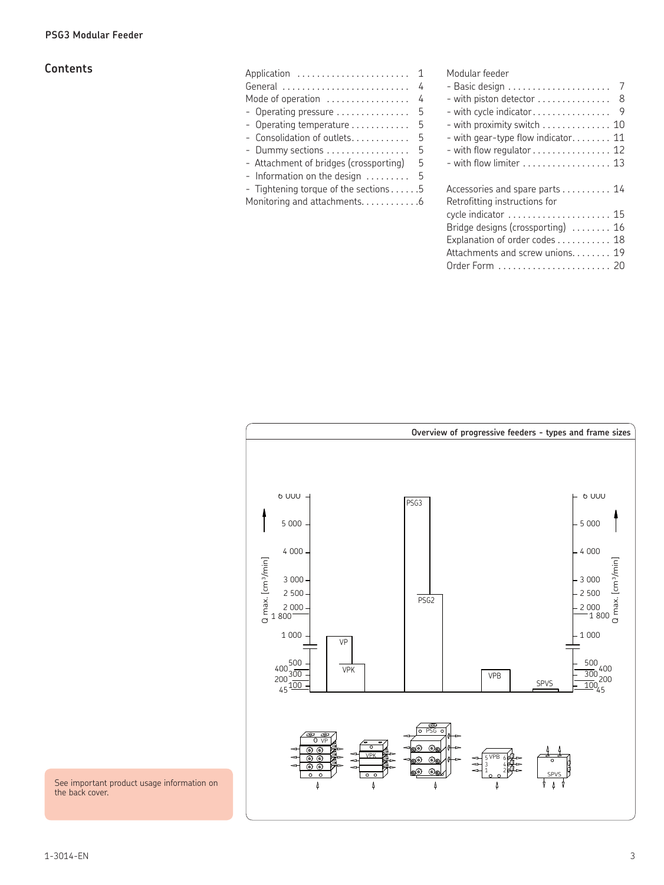## Contents

Application . . . . . . . . . . . . . . . . . . . . . . . 1
General . . . . . . . . . . . . . . . . . . . . . . . . . . 4
Mode of operation . . . . . . . . . . . . . . . . . 4
- Operating pressure . . . . . . . . . . . . . . . 5
- Operating temperature . . . . . . . . . . . . 5
- Consolidation of outlets. . . . . . . . . . . . 5
- Dummy sections . . . . . . . . . . . . . . . . . 5
- Attachment of bridges (crossporting) 5
- Information on the design . . . . . . . . . 5
- Tightening torque of the sections . . . . . .5
Monitoring and attachments. . . . . . . . . . . .6

Modular feeder
- Basic design . . . . . . . . . . . . . . . . . . . . . 7
- with piston detector . . . . . . . . . . . . . . . 8
- with cycle indicator. . . . . . . . . . . . . . . . 9
- with proximity switch . . . . . . . . . . . . . . 10
- with gear-type flow indicator. . . . . . . . 11
- with flow regulator . . . . . . . . . . . . . . . . 12
- with flow limiter . . . . . . . . . . . . . . . . . . 13

Accessories and spare parts . . . . . . . . . . 14
Retrofitting instructions for
cycle indicator . . . . . . . . . . . . . . . . . . . . . 15
Bridge designs (crossporting) . . . . . . . . 16
Explanation of order codes . . . . . . . . . . . 18
Attachments and screw unions. . . . . . . . 19
Order Form . . . . . . . . . . . . . . . . . . . . . . . 20

See important product usage information on the back cover.

**Overview of progressive feeders - types and frame sizes**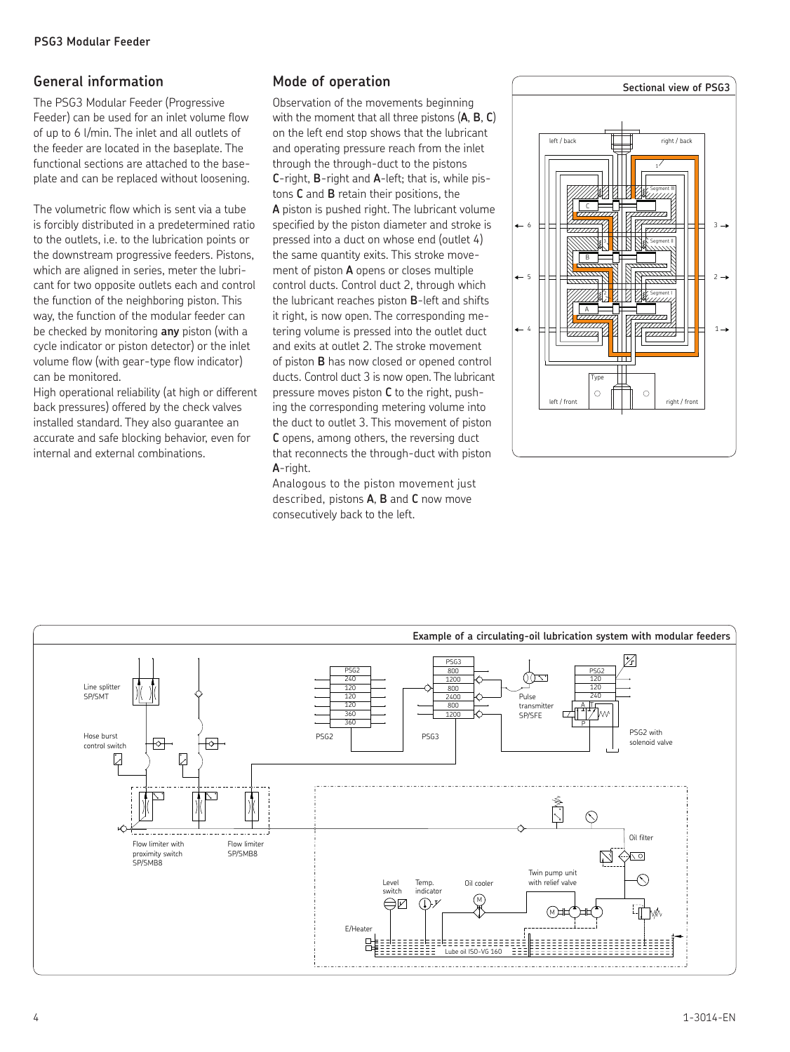## General information

The PSG3 Modular Feeder (Progressive Feeder) can be used for an inlet volume flow of up to 6 l/min. The inlet and all outlets of the feeder are located in the baseplate. The functional sections are attached to the baseplate and can be replaced without loosening.

The volumetric flow which is sent via a tube is forcibly distributed in a predetermined ratio to the outlets, i.e. to the lubrication points or the downstream progressive feeders. Pistons, which are aligned in series, meter the lubricant for two opposite outlets each and control the function of the neighboring piston. This way, the function of the modular feeder can be checked by monitoring **any** piston (with a cycle indicator or piston detector) or the inlet volume flow (with gear-type flow indicator) can be monitored.

High operational reliability (at high or different back pressures) offered by the check valves installed standard. They also guarantee an accurate and safe blocking behavior, even for internal and external combinations.

## Mode of operation

Observation of the movements beginning with the moment that all three pistons (**A**, **B**, **C**) on the left end stop shows that the lubricant and operating pressure reach from the inlet through the through-duct to the pistons **C**-right, **B**-right and **A**-left; that is, while pistons **C** and **B** retain their positions, the **A** piston is pushed right. The lubricant volume specified by the piston diameter and stroke is pressed into a duct on whose end (outlet 4) the same quantity exits. This stroke movement of piston **A** opens or closes multiple control ducts. Control duct 2, through which the lubricant reaches piston **B**-left and shifts it right, is now open. The corresponding metering volume is pressed into the outlet duct and exits at outlet 2. The stroke movement of piston **B** has now closed or opened control ducts. Control duct 3 is now open. The lubricant pressure moves piston **C** to the right, pushing the corresponding metering volume into the duct to outlet 3. This movement of piston **C** opens, among others, the reversing duct that reconnects the through-duct with piston **A**-right.

Analogous to the piston movement just described, pistons **A**, **B** and **C** now move consecutively back to the left.

**Sectional view of PSG3**

**Example of a circulating-oil lubrication system with modular feeders**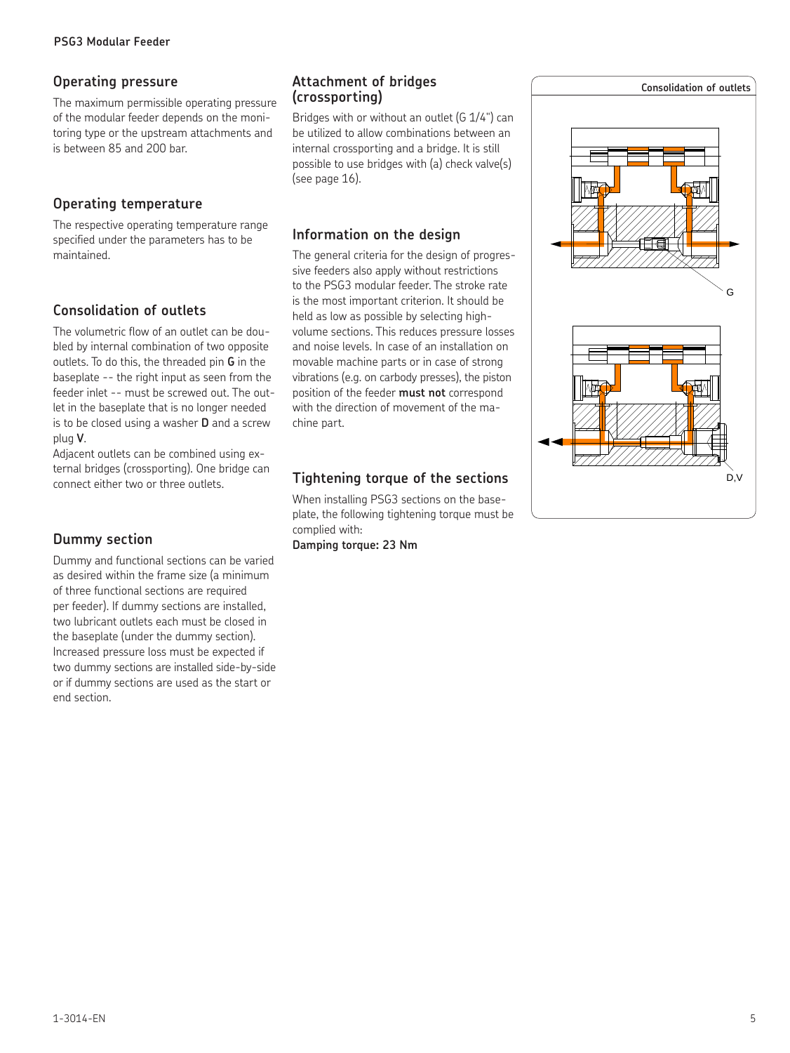## Operating pressure

The maximum permissible operating pressure of the modular feeder depends on the monitoring type or the upstream attachments and is between 85 and 200 bar.

## Operating temperature

The respective operating temperature range specified under the parameters has to be maintained.

## Consolidation of outlets

The volumetric flow of an outlet can be doubled by internal combination of two opposite outlets. To do this, the threaded pin **G** in the baseplate -- the right input as seen from the feeder inlet -- must be screwed out. The outlet in the baseplate that is no longer needed is to be closed using a washer **D** and a screw plug **V**.

Adjacent outlets can be combined using external bridges (crossporting). One bridge can connect either two or three outlets.

## Dummy section

Dummy and functional sections can be varied as desired within the frame size (a minimum of three functional sections are required per feeder). If dummy sections are installed, two lubricant outlets each must be closed in the baseplate (under the dummy section). Increased pressure loss must be expected if two dummy sections are installed side-by-side or if dummy sections are used as the start or end section.

## Attachment of bridges (crossporting)

Bridges with or without an outlet (G 1/4") can be utilized to allow combinations between an internal crossporting and a bridge. It is still possible to use bridges with (a) check valve(s) (see page 16).

## Information on the design

The general criteria for the design of progressive feeders also apply without restrictions to the PSG3 modular feeder. The stroke rate is the most important criterion. It should be held as low as possible by selecting high-volume sections. This reduces pressure losses and noise levels. In case of an installation on movable machine parts or in case of strong vibrations (e.g. on carbody presses), the piston position of the feeder **must not** correspond with the direction of movement of the machine part.

## Tightening torque of the sections

When installing PSG3 sections on the baseplate, the following tightening torque must be complied with:

**Damping torque: 23 Nm**

**Consolidation of outlets**

G

D,V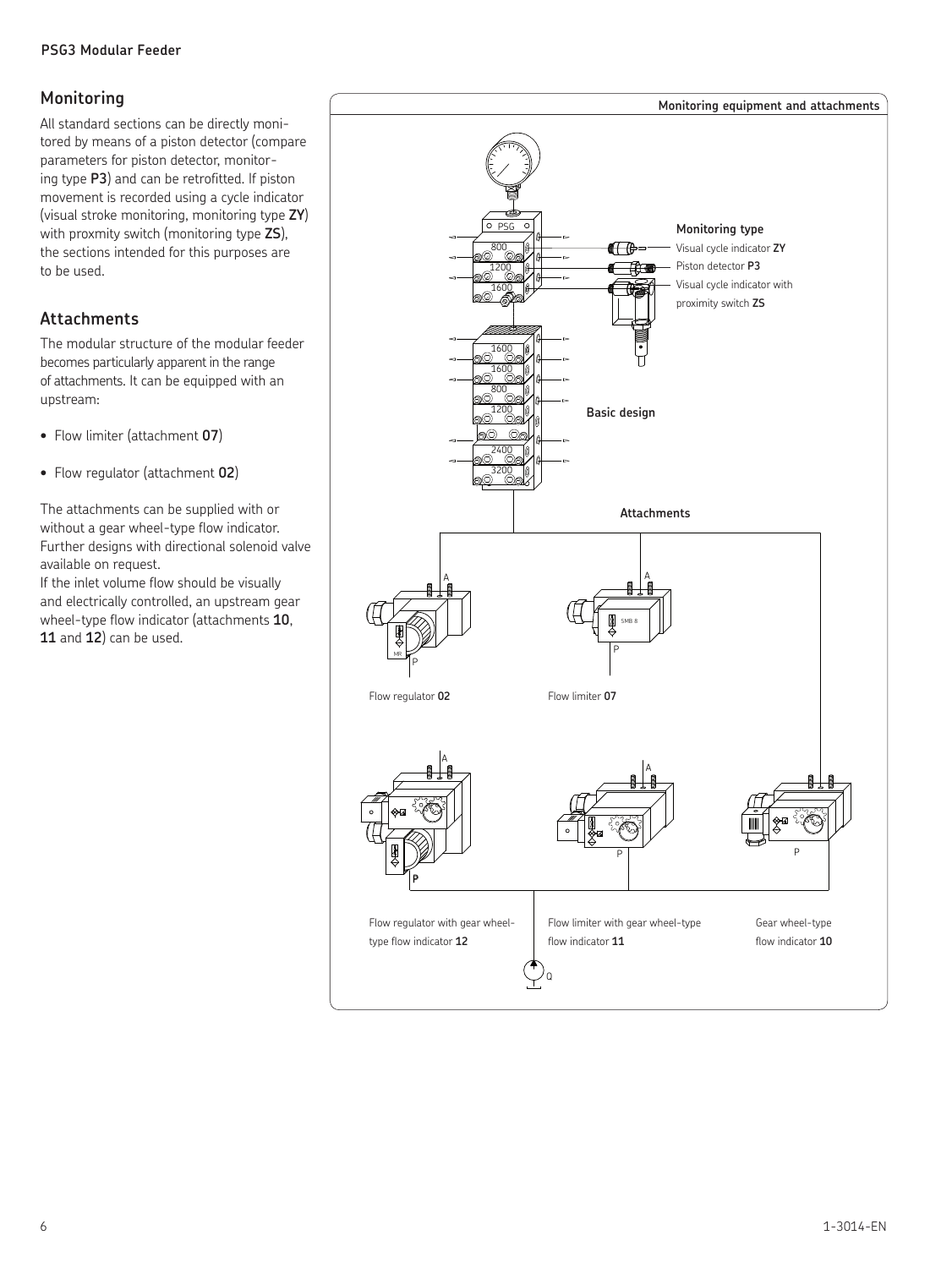## Monitoring

All standard sections can be directly monitored by means of a piston detector (compare parameters for piston detector, monitoring type **P3**) and can be retrofitted. If piston movement is recorded using a cycle indicator (visual stroke monitoring, monitoring type **ZY**) with proxmity switch (monitoring type **ZS**), the sections intended for this purposes are to be used.

## Attachments

The modular structure of the modular feeder becomes particularly apparent in the range of attachments. It can be equipped with an upstream:

- Flow limiter (attachment **07**)
- Flow regulator (attachment **02**)

The attachments can be supplied with or without a gear wheel-type flow indicator. Further designs with directional solenoid valve available on request.
If the inlet volume flow should be visually and electrically controlled, an upstream gear wheel-type flow indicator (attachments **10**, **11** and **12**) can be used.

**Monitoring equipment and attachments**

**Monitoring type**

Visual cycle indicator **ZY**

Piston detector **P3**

Visual cycle indicator with proximity switch **ZS**

**Basic design**

**Attachments**

Flow regulator **02**

Flow limiter **07**

Flow regulator with gear wheel-type flow indicator **12**

Flow limiter with gear wheel-type flow indicator **11**

Gear wheel-type flow indicator **10**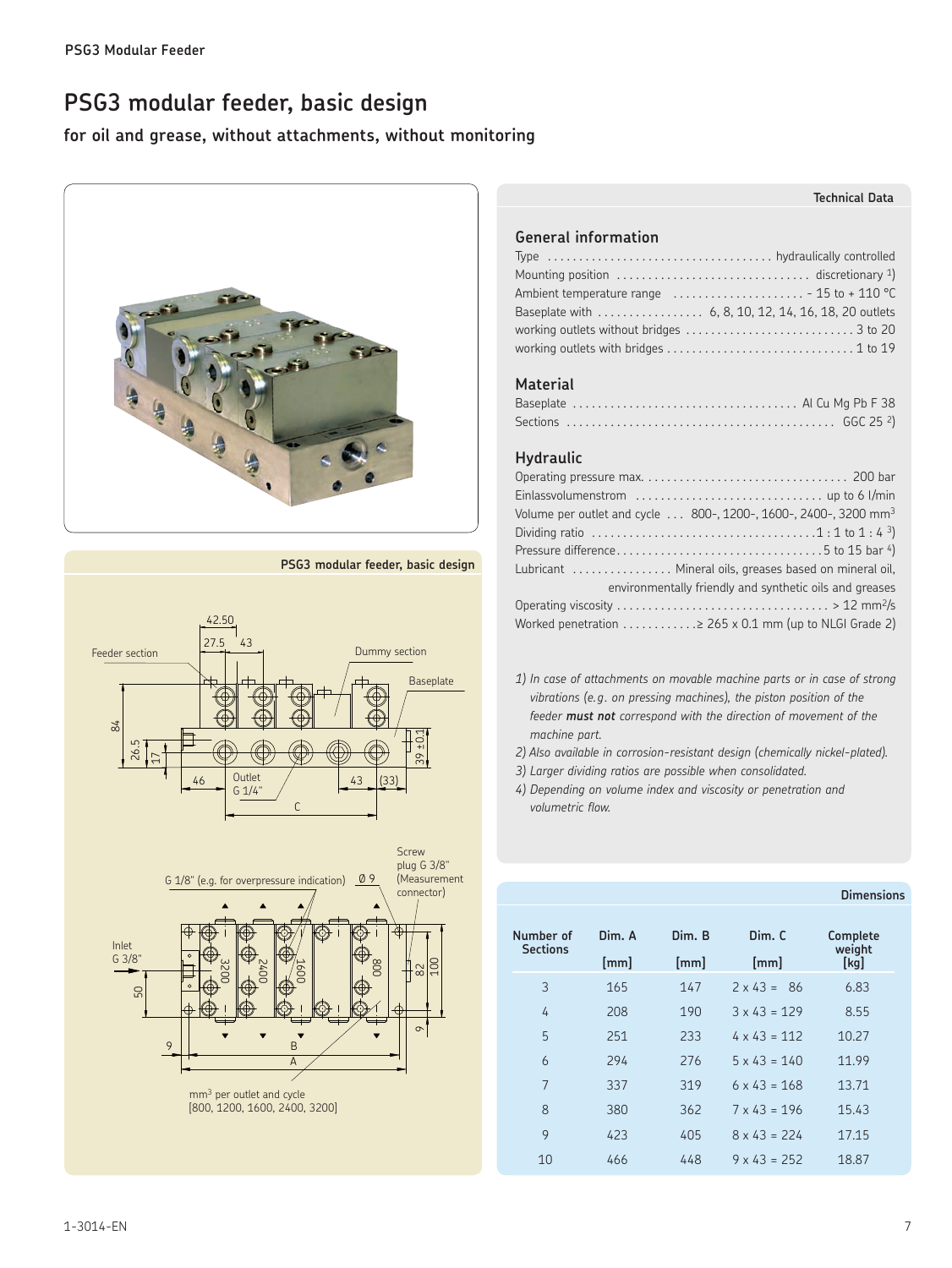# PSG3 modular feeder, basic design

**for oil and grease, without attachments, without monitoring**

PSG3 modular feeder, basic design

Feeder section, Dummy section, Baseplate, Outlet G 1/4", Inlet G 3/8", G 1/8" (e.g. for overpressure indication), Ø 9, Screw plug G 3/8" (Measurement connector)

mm³ per outlet and cycle [800, 1200, 1600, 2400, 3200]

## Technical Data

### General information

Type .................................... hydraulically controlled
Mounting position ..................................... discretionary [1])
Ambient temperature range ..................... - 15 to + 110 °C
Baseplate with ................. 6, 8, 10, 12, 14, 16, 18, 20 outlets
working outlets without bridges ............................. 3 to 20
working outlets with bridges ................................. 1 to 19

### Material

Baseplate .................................... Al Cu Mg Pb F 38
Sections ........................................... GGC 25 [2])

### Hydraulic

Operating pressure max. ................................ 200 bar
Einlassvolumenstrom ............................... up to 6 l/min
Volume per outlet and cycle ... 800-, 1200-, 1600-, 2400-, 3200 mm³
Dividing ratio .................................... 1 : 1 to 1 : 4 [3])
Pressure difference.................................. 5 to 15 bar [4])
Lubricant ................ Mineral oils, greases based on mineral oil, environmentally friendly and synthetic oils and greases
Operating viscosity ................................... > 12 mm²/s
Worked penetration ............≥ 265 x 0.1 mm (up to NLGI Grade 2)

*1) In case of attachments on movable machine parts or in case of strong vibrations (e.g. on pressing machines), the piston position of the feeder **must not** correspond with the direction of movement of the machine part.*

*2) Also available in corrosion-resistant design (chemically nickel-plated).*

*3) Larger dividing ratios are possible when consolidated.*

*4) Depending on volume index and viscosity or penetration and volumetric flow.*

## Dimensions

| Number of Sections | Dim. A [mm] | Dim. B [mm] | Dim. C [mm] | Complete weight [kg] |
|---|---|---|---|---|
| 3 | 165 | 147 | 2 x 43 = 86 | 6.83 |
| 4 | 208 | 190 | 3 x 43 = 129 | 8.55 |
| 5 | 251 | 233 | 4 x 43 = 112 | 10.27 |
| 6 | 294 | 276 | 5 x 43 = 140 | 11.99 |
| 7 | 337 | 319 | 6 x 43 = 168 | 13.71 |
| 8 | 380 | 362 | 7 x 43 = 196 | 15.43 |
| 9 | 423 | 405 | 8 x 43 = 224 | 17.15 |
| 10 | 466 | 448 | 9 x 43 = 252 | 18.87 |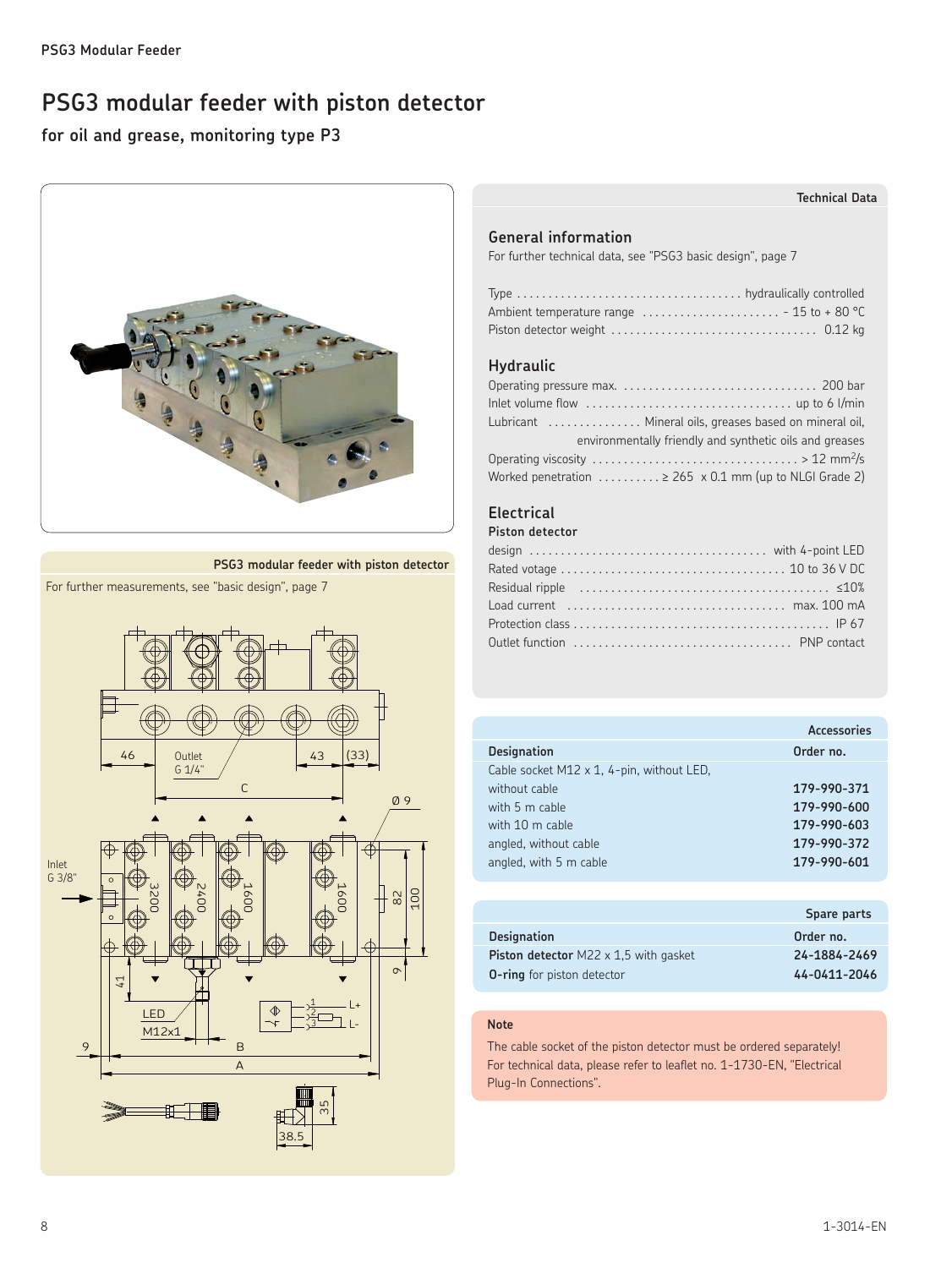# PSG3 modular feeder with piston detector

## for oil and grease, monitoring type P3

**PSG3 modular feeder with piston detector**

For further measurements, see "basic design", page 7

Inlet G 3/8"

Outlet G 1/4"

LED

M12x1

### Technical Data

## General information

For further technical data, see "PSG3 basic design", page 7

| | |
|---|---|
| Type | hydraulically controlled |
| Ambient temperature range | – 15 to + 80 °C |
| Piston detector weight | 0.12 kg |

## Hydraulic

| | |
|---|---|
| Operating pressure max. | 200 bar |
| Inlet volume flow | up to 6 l/min |
| Lubricant | Mineral oils, greases based on mineral oil, environmentally friendly and synthetic oils and greases |
| Operating viscosity | > 12 $mm^2/s$ |
| Worked penetration | ≥ 265 x 0.1 mm (up to NLGI Grade 2) |

## Electrical

**Piston detector**

| | |
|---|---|
| design | with 4-point LED |
| Rated votage | 10 to 36 V DC |
| Residual ripple | ≤10% |
| Load current | max. 100 mA |
| Protection class | IP 67 |
| Outlet function | PNP contact |

### Accessories

| Designation | Order no. |
|---|---|
| Cable socket M12 x 1, 4-pin, without LED, | |
| without cable | 179-990-371 |
| with 5 m cable | 179-990-600 |
| with 10 m cable | 179-990-603 |
| angled, without cable | 179-990-372 |
| angled, with 5 m cable | 179-990-601 |

### Spare parts

| Designation | Order no. |
|---|---|
| **Piston detector** M22 x 1,5 with gasket | 24-1884-2469 |
| **O-ring** for piston detector | 44-0411-2046 |

**Note**

The cable socket of the piston detector must be ordered separately! For technical data, please refer to leaflet no. 1-1730-EN, "Electrical Plug-In Connections".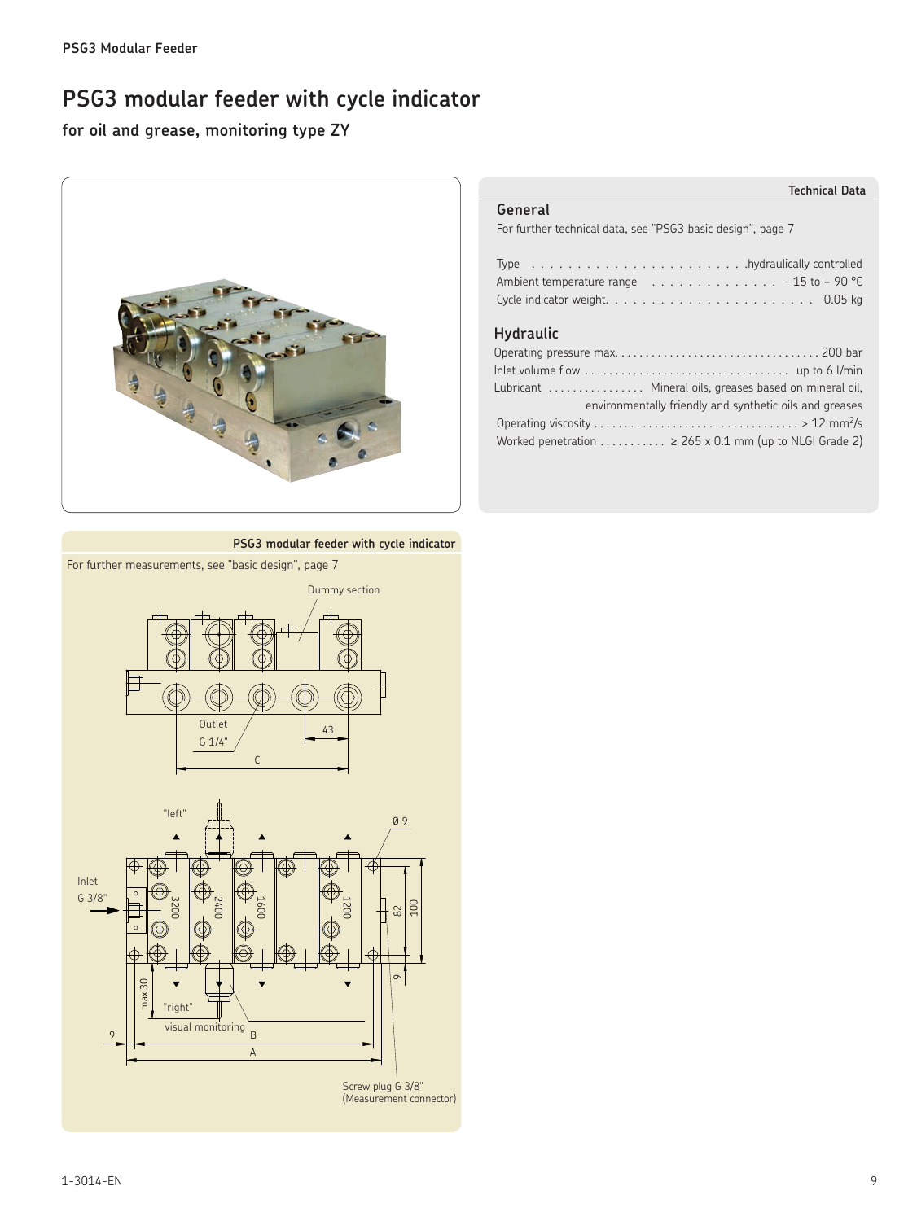## PSG3 modular feeder with cycle indicator

### for oil and grease, monitoring type ZY

**Technical Data**

### General

For further technical data, see "PSG3 basic design", page 7

| | |
|---|---|
| Type | hydraulically controlled |
| Ambient temperature range | - 15 to + 90 °C |
| Cycle indicator weight | 0.05 kg |

### Hydraulic

| | |
|---|---|
| Operating pressure max. | 200 bar |
| Inlet volume flow | up to 6 l/min |
| Lubricant | Mineral oils, greases based on mineral oil, environmentally friendly and synthetic oils and greases |
| Operating viscosity | > 12 $mm^2/s$ |
| Worked penetration | ≥ 265 x 0.1 mm (up to NLGI Grade 2) |

**PSG3 modular feeder with cycle indicator**

For further measurements, see "basic design", page 7

Dummy section

Outlet G 1/4"

43

C

"left"

Ø 9

Inlet G 3/8"

3200 2400 1600 1200

82 100

9

max.30

"right"

visual monitoring

9

B

A

Screw plug G 3/8" (Measurement connector)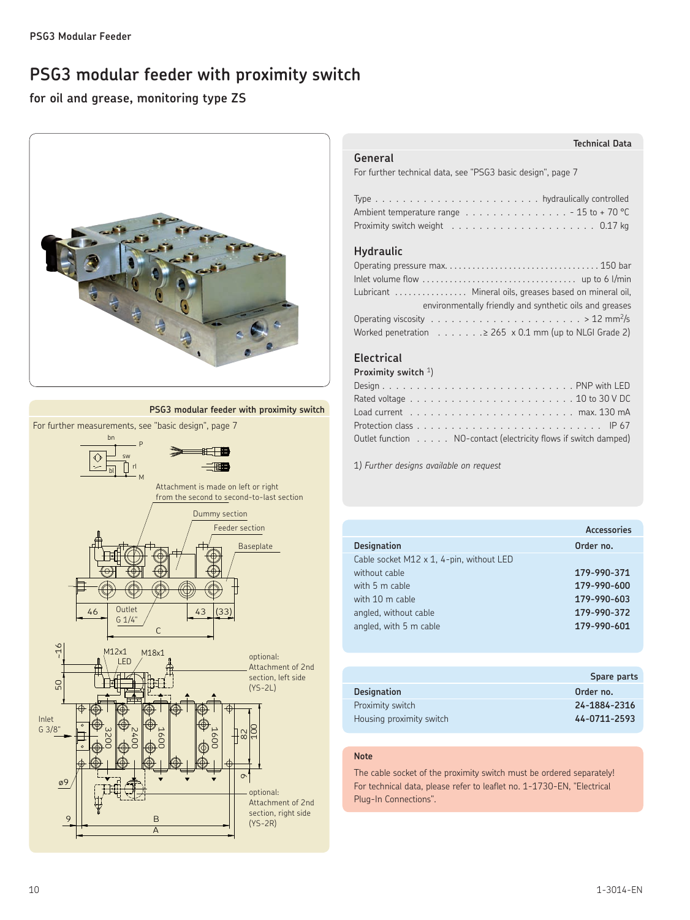# PSG3 modular feeder with proximity switch

## for oil and grease, monitoring type ZS

### PSG3 modular feeder with proximity switch

For further measurements, see "basic design", page 7

bn P sw rl bl M

Attachment is made on left or right from the second to second-to-last section

Dummy section

Feeder section

Baseplate

46 Outlet G 1/4" 43 (33)

C

-16 M12x1 LED M18x1

50

optional: Attachment of 2nd section, left side (YS-2L)

Inlet G 3/8"

3200 2400 1600 1600

82 100

9

ø9

optional: Attachment of 2nd section, right side (YS-2R)

9 B A

**Technical Data**

### General

For further technical data, see "PSG3 basic design", page 7

Type . . . . . . . . . . hydraulically controlled
Ambient temperature range . . . . . . . . - 15 to + 70 °C
Proximity switch weight . . . . . . . . . . 0.17 kg

### Hydraulic

Operating pressure max. . . . . . . . . . . 150 bar
Inlet volume flow . . . . . . . . . . . up to 6 l/min
Lubricant . . . . . . . Mineral oils, greases based on mineral oil, environmentally friendly and synthetic oils and greases
Operating viscosity . . . . . . . . . . . > 12 $mm^2/s$
Worked penetration . . . . . . . ≥ 265 x 0.1 mm (up to NLGI Grade 2)

### Electrical

**Proximity switch** [1])

Design . . . . . . . . . . . . . PNP with LED
Rated voltage . . . . . . . . . . . 10 to 30 V DC
Load current . . . . . . . . . . . max. 130 mA
Protection class . . . . . . . . . . . IP 67
Outlet function . . . . . NO-contact (electricity flows if switch damped)

1) *Further designs available on request*

**Accessories**

| Designation | Order no. |
|---|---|
| Cable socket M12 x 1, 4-pin, without LED | |
| without cable | **179-990-371** |
| with 5 m cable | **179-990-600** |
| with 10 m cable | **179-990-603** |
| angled, without cable | **179-990-372** |
| angled, with 5 m cable | **179-990-601** |

**Spare parts**

| Designation | Order no. |
|---|---|
| Proximity switch | **24-1884-2316** |
| Housing proximity switch | **44-0711-2593** |

**Note**

The cable socket of the proximity switch must be ordered separately! For technical data, please refer to leaflet no. 1-1730-EN, "Electrical Plug-In Connections".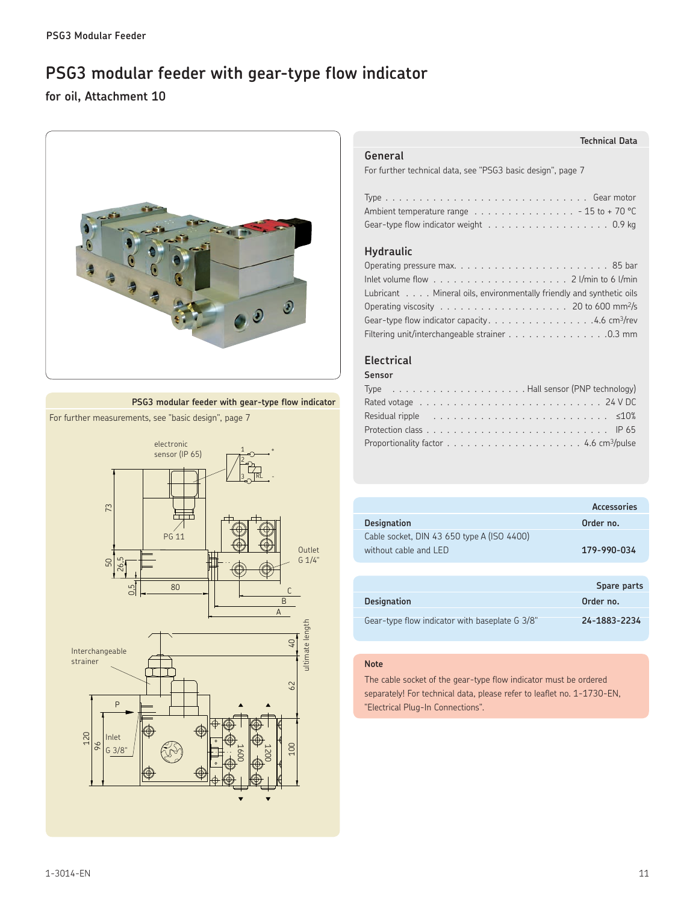# PSG3 modular feeder with gear-type flow indicator

## for oil, Attachment 10

**PSG3 modular feeder with gear-type flow indicator**

For further measurements, see "basic design", page 7

electronic sensor (IP 65)

PG 11

Outlet G 1/4"

Interchangeable strainer

P

Inlet G 3/8"

ultimate length

### Technical Data

#### General

For further technical data, see "PSG3 basic design", page 7

| | |
|---|---|
| Type | Gear motor |
| Ambient temperature range | - 15 to + 70 °C |
| Gear-type flow indicator weight | 0.9 kg |

#### Hydraulic

| | |
|---|---|
| Operating pressure max. | 85 bar |
| Inlet volume flow | 2 l/min to 6 l/min |
| Lubricant | Mineral oils, environmentally friendly and synthetic oils |
| Operating viscosity | 20 to 600 $mm^2/s$ |
| Gear-type flow indicator capacity | 4.6 $cm^3/rev$ |
| Filtering unit/interchangeable strainer | 0.3 mm |

#### Electrical

**Sensor**

| | |
|---|---|
| Type | Hall sensor (PNP technology) |
| Rated votage | 24 V DC |
| Residual ripple | ≤10% |
| Protection class | IP 65 |
| Proportionality factor | 4.6 $cm^3/pulse$ |

### Accessories

| Designation | Order no. |
|---|---|
| Cable socket, DIN 43 650 type A (ISO 4400) without cable and LED | **179-990-034** |

### Spare parts

| Designation | Order no. |
|---|---|
| Gear-type flow indicator with baseplate G 3/8" | **24-1883-2234** |

**Note**

The cable socket of the gear-type flow indicator must be ordered separately! For technical data, please refer to leaflet no. 1-1730-EN, "Electrical Plug-In Connections".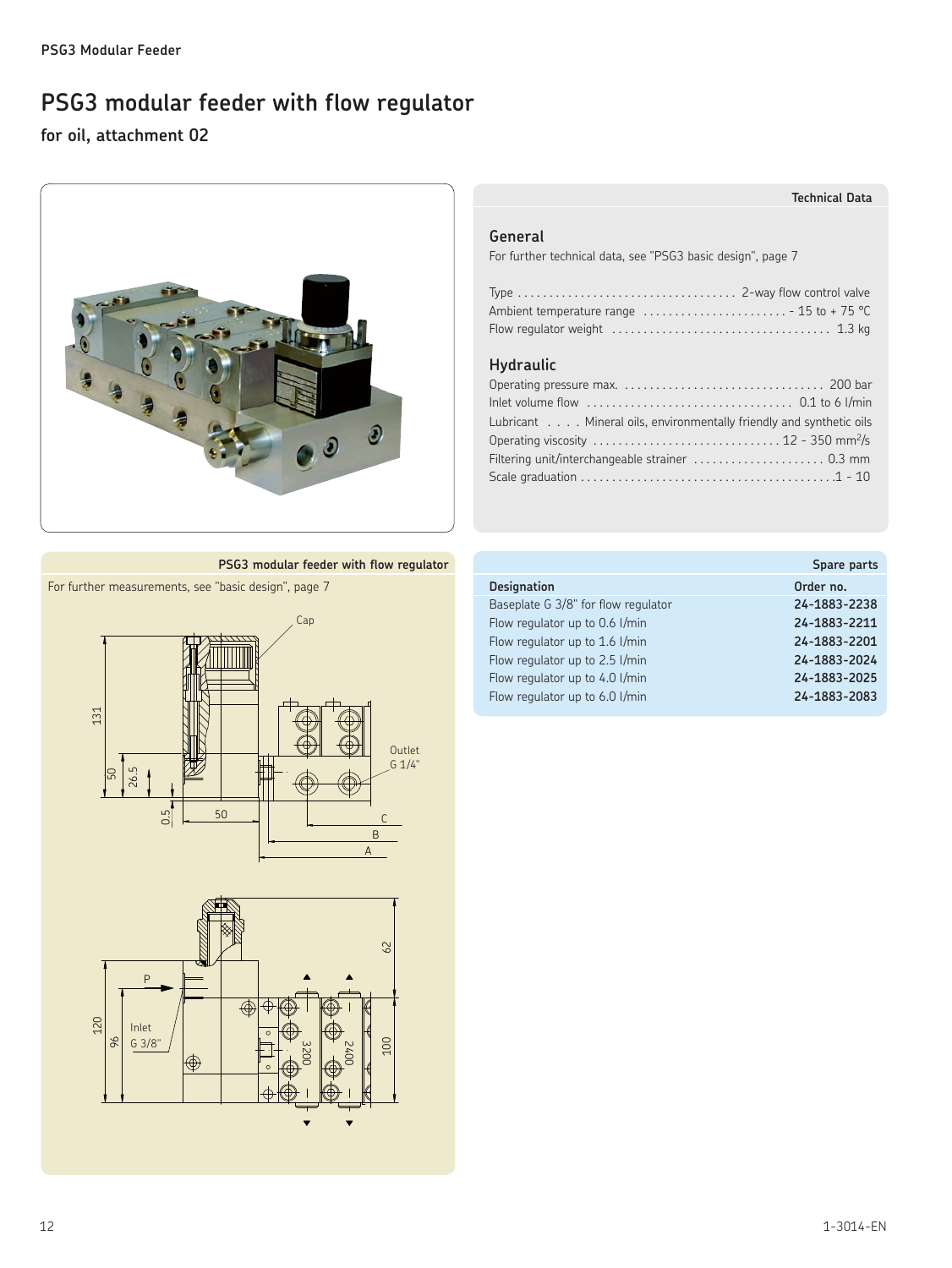# PSG3 modular feeder with flow regulator

## for oil, attachment 02

### Technical Data

#### General

For further technical data, see "PSG3 basic design", page 7

Type .................................... 2-way flow control valve
Ambient temperature range ........................ - 15 to + 75 °C
Flow regulator weight .................................... 1.3 kg

#### Hydraulic

Operating pressure max. ................................ 200 bar
Inlet volume flow ................................ 0.1 to 6 l/min
Lubricant . . . . Mineral oils, environmentally friendly and synthetic oils
Operating viscosity ............................. 12 - 350 $mm^2/s$
Filtering unit/interchangeable strainer ..................... 0.3 mm
Scale graduation ........................................ 1 - 10

### PSG3 modular feeder with flow regulator

For further measurements, see "basic design", page 7

Cap
Outlet G 1/4"
131
50
26.5
0.5
50
C
B
A
62
P
Inlet G 3/8"
120
96
3200
2400
100

### Spare parts

| Designation | Order no. |
|---|---|
| Baseplate G 3/8" for flow regulator | **24-1883-2238** |
| Flow regulator up to 0.6 l/min | **24-1883-2211** |
| Flow regulator up to 1.6 l/min | **24-1883-2201** |
| Flow regulator up to 2.5 l/min | **24-1883-2024** |
| Flow regulator up to 4.0 l/min | **24-1883-2025** |
| Flow regulator up to 6.0 l/min | **24-1883-2083** |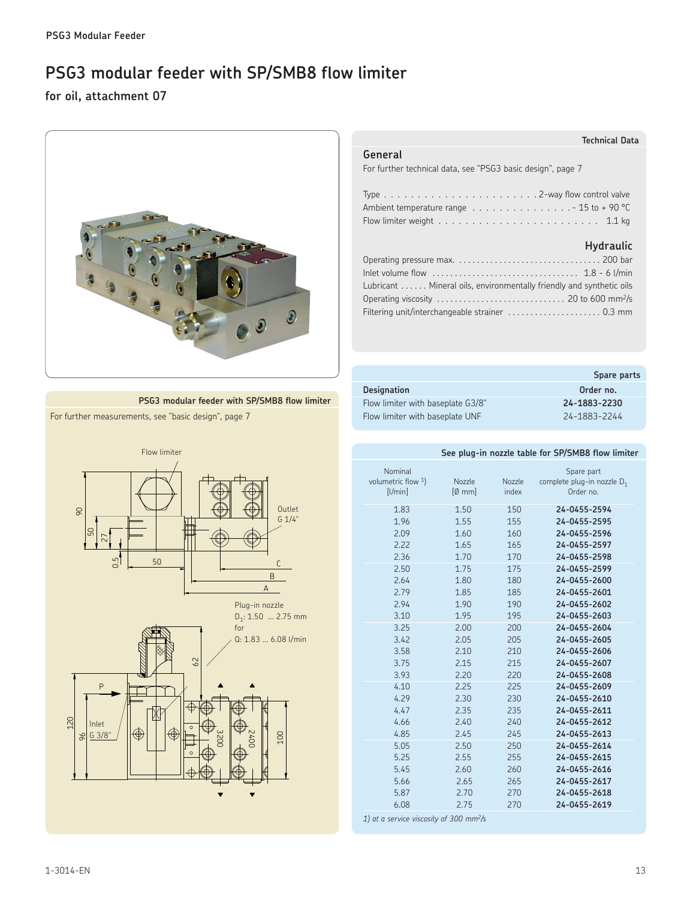# PSG3 modular feeder with SP/SMB8 flow limiter

**for oil, attachment 07**

## Technical Data

### General

For further technical data, see "PSG3 basic design", page 7

Type . . . . . . . . . . . . . . . . . . . . . . . 2-way flow control valve
Ambient temperature range . . . . . . . . . . . . . . . - 15 to + 90 °C
Flow limiter weight . . . . . . . . . . . . . . . . . . . . . . . . 1.1 kg

### Hydraulic

Operating pressure max. . . . . . . . . . . . . . . . . . . . . . . . . . . . . . . . 200 bar
Inlet volume flow . . . . . . . . . . . . . . . . . . . . . . . . . . . . . . . 1.8 - 6 l/min
Lubricant . . . . . . Mineral oils, environmentally friendly and synthetic oils
Operating viscosity . . . . . . . . . . . . . . . . . . . . . . . . . . . . 20 to 600 mm²/s
Filtering unit/interchangeable strainer . . . . . . . . . . . . . . . . . . . . 0.3 mm

## PSG3 modular feeder with SP/SMB8 flow limiter

For further measurements, see "basic design", page 7

Flow limiter

Outlet G 1/4"

Plug-in nozzle $D_1$: 1.50 ... 2.75 mm for Q: 1.83 ... 6.08 l/min

Inlet G 3/8"

## Spare parts

| Designation | Order no. |
|---|---|
| Flow limiter with baseplate G3/8" | **24-1883-2230** |
| Flow limiter with baseplate UNF | 24-1883-2244 |

## See plug-in nozzle table for SP/SMB8 flow limiter

| Nominal volumetric flow [1] [l/min] | Nozzle [Ø mm] | Nozzle index | Spare part complete plug-in nozzle $D_1$ Order no. |
|---|---|---|---|
| 1.83 | 1.50 | 150 | **24-0455-2594** |
| 1.96 | 1.55 | 155 | **24-0455-2595** |
| 2.09 | 1.60 | 160 | **24-0455-2596** |
| 2.22 | 1.65 | 165 | **24-0455-2597** |
| 2.36 | 1.70 | 170 | **24-0455-2598** |
| 2.50 | 1.75 | 175 | **24-0455-2599** |
| 2.64 | 1.80 | 180 | **24-0455-2600** |
| 2.79 | 1.85 | 185 | **24-0455-2601** |
| 2.94 | 1.90 | 190 | **24-0455-2602** |
| 3.10 | 1.95 | 195 | **24-0455-2603** |
| 3.25 | 2.00 | 200 | **24-0455-2604** |
| 3.42 | 2.05 | 205 | **24-0455-2605** |
| 3.58 | 2.10 | 210 | **24-0455-2606** |
| 3.75 | 2.15 | 215 | **24-0455-2607** |
| 3.93 | 2.20 | 220 | **24-0455-2608** |
| 4.10 | 2.25 | 225 | **24-0455-2609** |
| 4.29 | 2.30 | 230 | **24-0455-2610** |
| 4.47 | 2.35 | 235 | **24-0455-2611** |
| 4.66 | 2.40 | 240 | **24-0455-2612** |
| 4.85 | 2.45 | 245 | **24-0455-2613** |
| 5.05 | 2.50 | 250 | **24-0455-2614** |
| 5.25 | 2.55 | 255 | **24-0455-2615** |
| 5.45 | 2.60 | 260 | **24-0455-2616** |
| 5.66 | 2.65 | 265 | **24-0455-2617** |
| 5.87 | 2.70 | 270 | **24-0455-2618** |
| 6.08 | 2.75 | 270 | **24-0455-2619** |

*1) at a service viscosity of 300 mm²/s*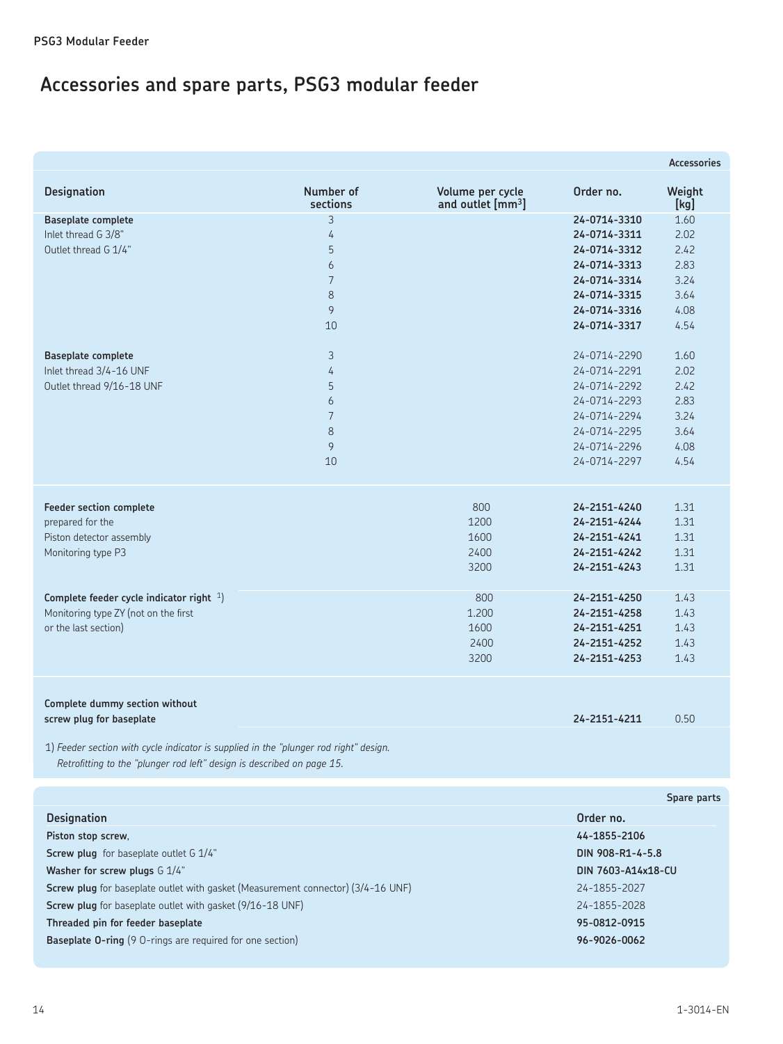# Accessories and spare parts, PSG3 modular feeder

**Accessories**

| Designation | Number of sections | Volume per cycle and outlet [mm³] | Order no. | Weight [kg] |
|---|---|---|---|---|
| **Baseplate complete** | 3 | | **24-0714-3310** | 1.60 |
| Inlet thread G 3/8" | 4 | | **24-0714-3311** | 2.02 |
| Outlet thread G 1/4" | 5 | | **24-0714-3312** | 2.42 |
| | 6 | | **24-0714-3313** | 2.83 |
| | 7 | | **24-0714-3314** | 3.24 |
| | 8 | | **24-0714-3315** | 3.64 |
| | 9 | | **24-0714-3316** | 4.08 |
| | 10 | | **24-0714-3317** | 4.54 |
| **Baseplate complete** | 3 | | 24-0714-2290 | 1.60 |
| Inlet thread 3/4-16 UNF | 4 | | 24-0714-2291 | 2.02 |
| Outlet thread 9/16-18 UNF | 5 | | 24-0714-2292 | 2.42 |
| | 6 | | 24-0714-2293 | 2.83 |
| | 7 | | 24-0714-2294 | 3.24 |
| | 8 | | 24-0714-2295 | 3.64 |
| | 9 | | 24-0714-2296 | 4.08 |
| | 10 | | 24-0714-2297 | 4.54 |
| **Feeder section complete** | | 800 | **24-2151-4240** | 1.31 |
| prepared for the | | 1200 | **24-2151-4244** | 1.31 |
| Piston detector assembly | | 1600 | **24-2151-4241** | 1.31 |
| Monitoring type P3 | | 2400 | **24-2151-4242** | 1.31 |
| | | 3200 | **24-2151-4243** | 1.31 |
| **Complete feeder cycle indicator right** [1]) | | 800 | **24-2151-4250** | 1.43 |
| Monitoring type ZY (not on the first | | 1.200 | **24-2151-4258** | 1.43 |
| or the last section) | | 1600 | **24-2151-4251** | 1.43 |
| | | 2400 | **24-2151-4252** | 1.43 |
| | | 3200 | **24-2151-4253** | 1.43 |
| **Complete dummy section without screw plug for baseplate** | | | **24-2151-4211** | 0.50 |

1) *Feeder section with cycle indicator is supplied in the "plunger rod right" design. Retrofitting to the "plunger rod left" design is described on page 15.*

**Spare parts**

| Designation | Order no. |
|---|---|
| **Piston stop screw**, | **44-1855-2106** |
| **Screw plug** for baseplate outlet G 1/4" | **DIN 908-R1-4-5.8** |
| **Washer for screw plugs** G 1/4" | **DIN 7603-A14x18-CU** |
| **Screw plug** for baseplate outlet with gasket (Measurement connector) (3/4-16 UNF) | 24-1855-2027 |
| **Screw plug** for baseplate outlet with gasket (9/16-18 UNF) | 24-1855-2028 |
| **Threaded pin for feeder baseplate** | **95-0812-0915** |
| **Baseplate O-ring** (9 O-rings are required for one section) | **96-9026-0062** |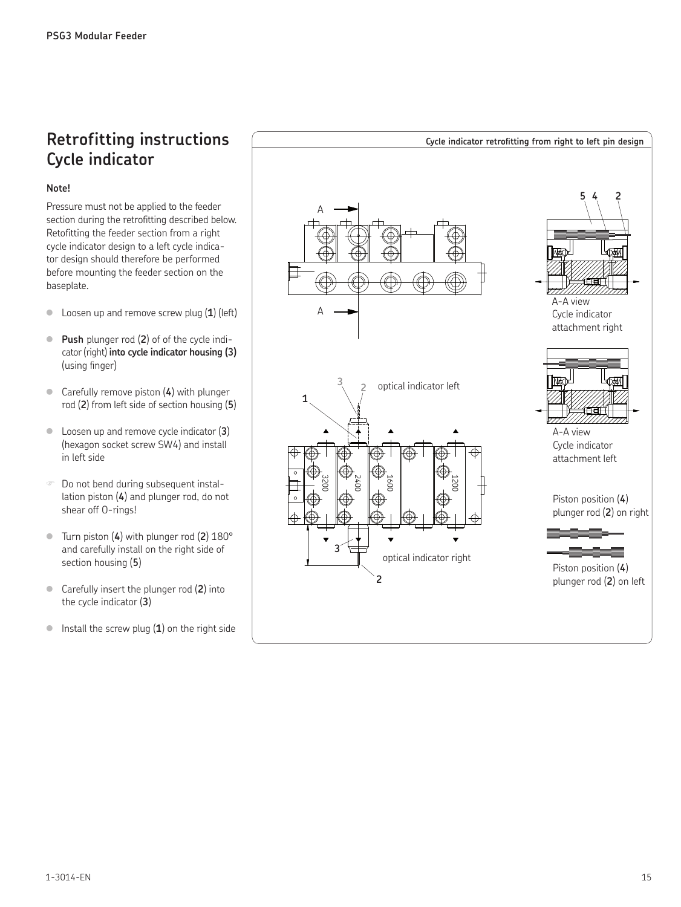## Retrofitting instructions Cycle indicator

**Note!**

Pressure must not be applied to the feeder section during the retrofitting described below. Retofitting the feeder section from a right cycle indicator design to a left cycle indicator design should therefore be performed before mounting the feeder section on the baseplate.

- Loosen up and remove screw plug (**1**) (left)
- **Push** plunger rod (**2**) of of the cycle indicator (right) **into cycle indicator housing (3)** (using finger)
- Carefully remove piston (**4**) with plunger rod (**2**) from left side of section housing (**5**)
- Loosen up and remove cycle indicator (**3**) (hexagon socket screw SW4) and install in left side
- ☞ Do not bend during subsequent installation piston (**4**) and plunger rod, do not shear off O-rings!
- Turn piston (**4**) with plunger rod (**2**) 180° and carefully install on the right side of section housing (**5**)
- Carefully insert the plunger rod (**2**) into the cycle indicator (**3**)
- Install the screw plug (**1**) on the right side

**Cycle indicator retrofitting from right to left pin design**

A-A view
Cycle indicator attachment right

A-A view
Cycle indicator attachment left

optical indicator left

optical indicator right

Piston position (**4**) plunger rod (**2**) on right

Piston position (**4**) plunger rod (**2**) on left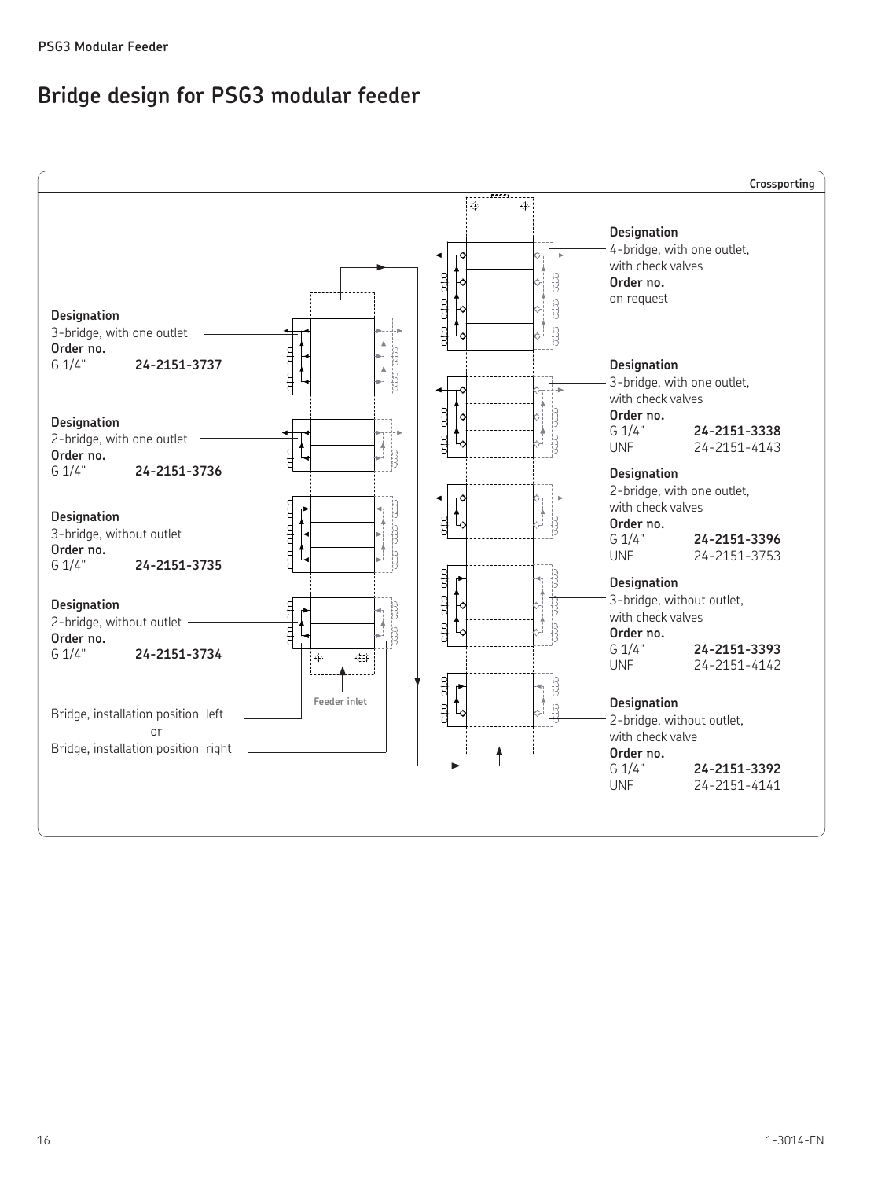# Bridge design for PSG3 modular feeder

**Crossporting**

**Designation**
3-bridge, with one outlet
**Order no.**
G 1/4" **24-2151-3737**

**Designation**
2-bridge, with one outlet
**Order no.**
G 1/4" **24-2151-3736**

**Designation**
3-bridge, without outlet
**Order no.**
G 1/4" **24-2151-3735**

**Designation**
2-bridge, without outlet
**Order no.**
G 1/4" **24-2151-3734**

Bridge, installation position left
or
Bridge, installation position right

Feeder inlet

**Designation**
4-bridge, with one outlet, with check valves
**Order no.**
on request

**Designation**
3-bridge, with one outlet, with check valves
**Order no.**
G 1/4" **24-2151-3338**
UNF 24-2151-4143

**Designation**
2-bridge, with one outlet, with check valves
**Order no.**
G 1/4" **24-2151-3396**
UNF 24-2151-3753

**Designation**
3-bridge, without outlet, with check valves
**Order no.**
G 1/4" **24-2151-3393**
UNF 24-2151-4142

**Designation**
2-bridge, without outlet, with check valve
**Order no.**
G 1/4" **24-2151-3392**
UNF 24-2151-4141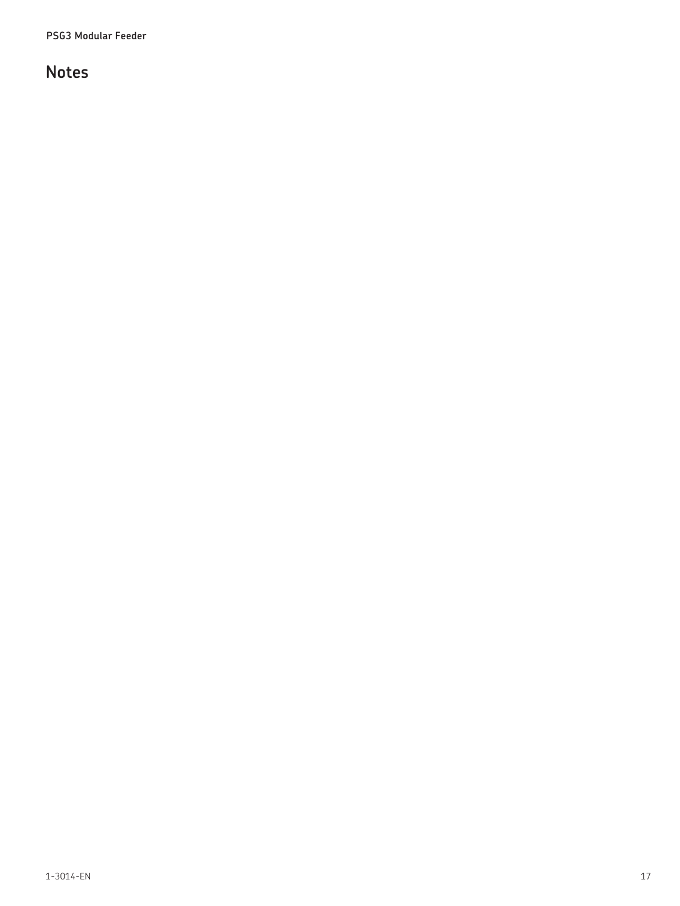# Notes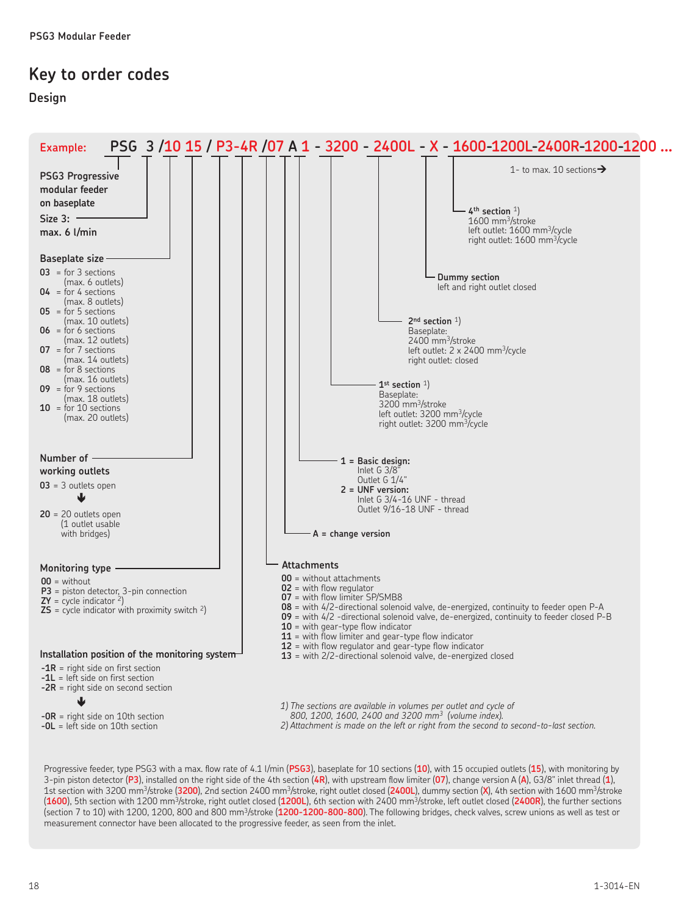PSG3 Modular Feeder

# Key to order codes

## Design

**Example:** **PSG 3 /10 15 / P3-4R /07 A 1 - 3200 - 2400L - X - 1600-1200L-2400R-1200-1200 ...**

1- to max. 10 sections→

**PSG3 Progressive modular feeder on baseplate**

**Size 3:** **max. 6 l/min**

**Baseplate size**

- **03** = for 3 sections (max. 6 outlets)
- **04** = for 4 sections (max. 8 outlets)
- **05** = for 5 sections (max. 10 outlets)
- **06** = for 6 sections (max. 12 outlets)
- **07** = for 7 sections (max. 14 outlets)
- **08** = for 8 sections (max. 16 outlets)
- **09** = for 9 sections (max. 18 outlets)
- **10** = for 10 sections (max. 20 outlets)

**Number of working outlets**

- **03** = 3 outlets open

↓

- **20** = 20 outlets open (1 outlet usable with bridges)

**Monitoring type**

- **00** = without
- **P3** = piston detector, 3-pin connection
- **ZY** = cycle indicator 2)
- **ZS** = cycle indicator with proximity switch 2)

**Installation position of the monitoring system**

- **-1R** = right side on first section
- **-1L** = left side on first section
- **-2R** = right side on second section

↓

- **-0R** = right side on 10th section
- **-0L** = left side on 10th section

**4th section** 1)
1600 mm³/stroke
left outlet: 1600 mm³/cycle
right outlet: 1600 mm³/cycle

**Dummy section**
left and right outlet closed

**2nd section** 1)
Baseplate:
2400 mm³/stroke
left outlet: 2 x 2400 mm³/cycle
right outlet: closed

**1st section** 1)
Baseplate:
3200 mm³/stroke
left outlet: 3200 mm³/cycle
right outlet: 3200 mm³/cycle

**1 = Basic design:**
Inlet G 3/8"
Outlet G 1/4"

**2 = UNF version:**
Inlet G 3/4-16 UNF - thread
Outlet 9/16-18 UNF - thread

**A = change version**

**Attachments**

- **00** = without attachments
- **02** = with flow regulator
- **07** = with flow limiter SP/SMB8
- **08** = with 4/2-directional solenoid valve, de-energized, continuity to feeder open P-A
- **09** = with 4/2 -directional solenoid valve, de-energized, continuity to feeder closed P-B
- **10** = with gear-type flow indicator
- **11** = with flow limiter and gear-type flow indicator
- **12** = with flow regulator and gear-type flow indicator
- **13** = with 2/2-directional solenoid valve, de-energized closed

*1) The sections are available in volumes per outlet and cycle of 800, 1200, 1600, 2400 and 3200 mm³ (volume index).*
*2) Attachment is made on the left or right from the second to second-to-last section.*

Progressive feeder, type PSG3 with a max. flow rate of 4.1 l/min (**PSG3**), baseplate for 10 sections (**10**), with 15 occupied outlets (**15**), with monitoring by 3-pin piston detector (**P3**), installed on the right side of the 4th section (**4R**), with upstream flow limiter (**07**), change version A (**A**), G3/8" inlet thread (**1**), 1st section with 3200 mm³/stroke (**3200**), 2nd section 2400 mm³/stroke, right outlet closed (**2400L**), dummy section (**X**), 4th section with 1600 mm³/stroke (**1600**), 5th section with 1200 mm³/stroke, right outlet closed (**1200L**), 6th section with 2400 mm³/stroke, left outlet closed (**2400R**), the further sections (section 7 to 10) with 1200, 1200, 800 and 800 mm³/stroke (**1200-1200-800-800**). The following bridges, check valves, screw unions as well as test or measurement connector have been allocated to the progressive feeder, as seen from the inlet.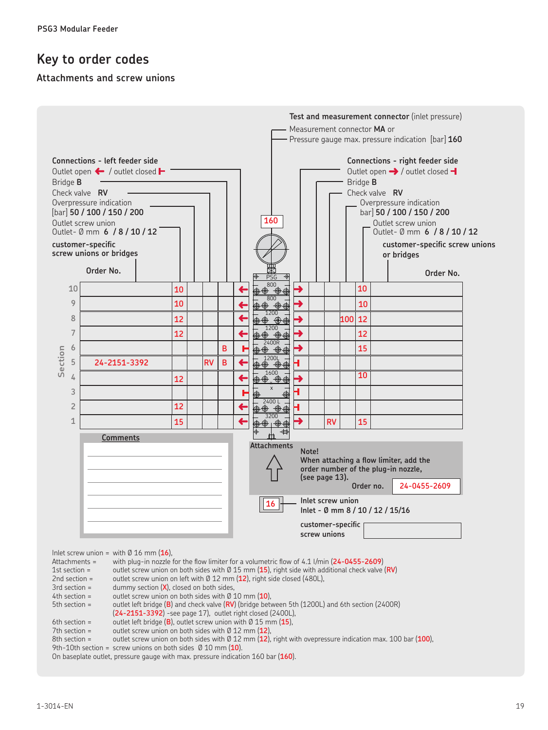PSG3 Modular Feeder

# Key to order codes

## Attachments and screw unions

**Test and measurement connector** (inlet pressure)
Measurement connector **MA** or
Pressure gauge max. pressure indication [bar] **160**

**Connections - left feeder side**
Outlet open / outlet closed
Bridge **B**
Check valve **RV**
Overpressure indication
[bar] **50 / 100 / 150 / 200**
Outlet screw union
Outlet- Ø mm **6 / 8 / 10 / 12**
**customer-specific screw unions or bridges**

**Connections - right feeder side**
Outlet open / outlet closed
Bridge **B**
Check valve **RV**
Overpressure indication
bar] **50 / 100 / 150 / 200**
Outlet screw union
Outlet- Ø mm **6 / 8 / 10 / 12**
**customer-specific screw unions or bridges**

| Section | Order No. (left) | Outlet screw union | Overpressure indication | Check valve | Bridge | Outlet | PSG | Outlet | Bridge | Check valve | Overpressure indication | Outlet screw union | Order No. (right) |
|---|---|---|---|---|---|---|---|---|---|---|---|---|---|
| 10 | | 10 | | | | open | 800 | open | | | | 10 | |
| 9 | | 10 | | | | open | 800 | open | | | | 10 | |
| 8 | | 12 | | | | open | 1200 | open | | | 100 | 12 | |
| 7 | | 12 | | | | open | 1200 | open | | | | 12 | |
| 6 | | | | | B | closed | 2400R | open | | | | 15 | |
| 5 | 24-2151-3392 | | | RV | B | open | 1200L | closed | | | | | |
| 4 | | 12 | | | | open | 1600 | open | | | | 10 | |
| 3 | | | | | | closed | x | closed | | | | | |
| 2 | | 12 | | | | open | 2400 L | closed | | | | | |
| 1 | | 15 | | | | open | 3200 | open | | RV | | 15 | |

**Comments**

**Attachments**

**Note!**
**When attaching a flow limiter, add the order number of the plug-in nozzle, (see page 13).**
**Order no.** 24-0455-2609

16 — **Inlet screw union**
**Inlet - Ø mm 8 / 10 / 12 / 15/16**

**customer-specific screw unions**

Inlet screw union = with Ø 16 mm (16),
Attachments = with plug-in nozzle for the flow limiter for a volumetric flow of 4.1 l/min (24-0455-2609)
1st section = outlet screw union on both sides with Ø 15 mm (15), right side with additional check valve (RV)
2nd section = outlet screw union on left with Ø 12 mm (12), right side closed (480L),
3rd section = dummy section (X), closed on both sides,
4th section = outlet screw union on both sides with Ø 10 mm (10),
5th section = outlet left bridge (B) and check valve (RV) (bridge between 5th (1200L) and 6th section (2400R) (24-2151-3392) -see page 17), outlet right closed (2400L),
6th section = outlet left bridge (B), outlet screw union with Ø 15 mm (15),
7th section = outlet screw union on both sides with Ø 12 mm (12),
8th section = outlet screw union on both sides with Ø 12 mm (12), right with ovepressure indication max. 100 bar (100),
9th-10th section = screw unions on both sides Ø 10 mm (10).
On baseplate outlet, pressure gauge with max. pressure indication 160 bar (160).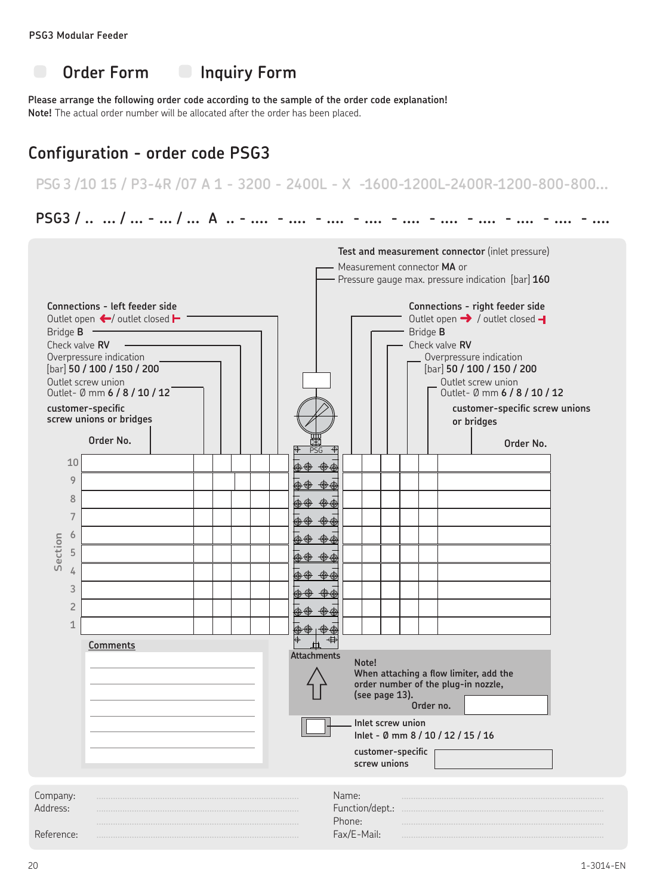PSG3 Modular Feeder

☐ Order Form ☐ Inquiry Form

**Please arrange the following order code according to the sample of the order code explanation!**
**Note!** The actual order number will be allocated after the order has been placed.

## Configuration - order code PSG3

PSG 3 /10 15 / P3-4R /07 A 1 - 3200 - 2400L - X -1600-1200L-2400R-1200-800-800...

**PSG3 / .. ... / ... - ... / ... A .. - .... - .... - .... - .... - .... - .... - .... - .... - .... - ....**

**Test and measurement connector** (inlet pressure)
Measurement connector **MA** or
Pressure gauge max. pressure indication [bar] **160**

**Connections - left feeder side**
Outlet open / outlet closed
Bridge **B**
Check valve **RV**
Overpressure indication [bar] **50 / 100 / 150 / 200**
Outlet screw union Outlet- Ø mm **6 / 8 / 10 / 12**
**customer-specific screw unions or bridges**

**Connections - right feeder side**
Outlet open / outlet closed
Bridge **B**
Check valve **RV**
Overpressure indication [bar] **50 / 100 / 150 / 200**
Outlet screw union Outlet- Ø mm **6 / 8 / 10 / 12**
**customer-specific screw unions or bridges**

| Section | Order No. (left) | | | | | | PSG | | | | | | Order No. (right) |
|---|---|---|---|---|---|---|---|---|---|---|---|---|---|
| 10 | | | | | | | | | | | | | |
| 9 | | | | | | | | | | | | | |
| 8 | | | | | | | | | | | | | |
| 7 | | | | | | | | | | | | | |
| 6 | | | | | | | | | | | | | |
| 5 | | | | | | | | | | | | | |
| 4 | | | | | | | | | | | | | |
| 3 | | | | | | | | | | | | | |
| 2 | | | | | | | | | | | | | |
| 1 | | | | | | | | | | | | | |

**Comments**

Attachments

**Note!**
**When attaching a flow limiter, add the order number of the plug-in nozzle, (see page 13).**
**Order no.**

**Inlet screw union**
**Inlet - Ø mm 8 / 10 / 12 / 15 / 16**

**customer-specific screw unions**

Company:
Address:

Reference:

Name:
Function/dept.:
Phone:
Fax/E-Mail:

1-3014-EN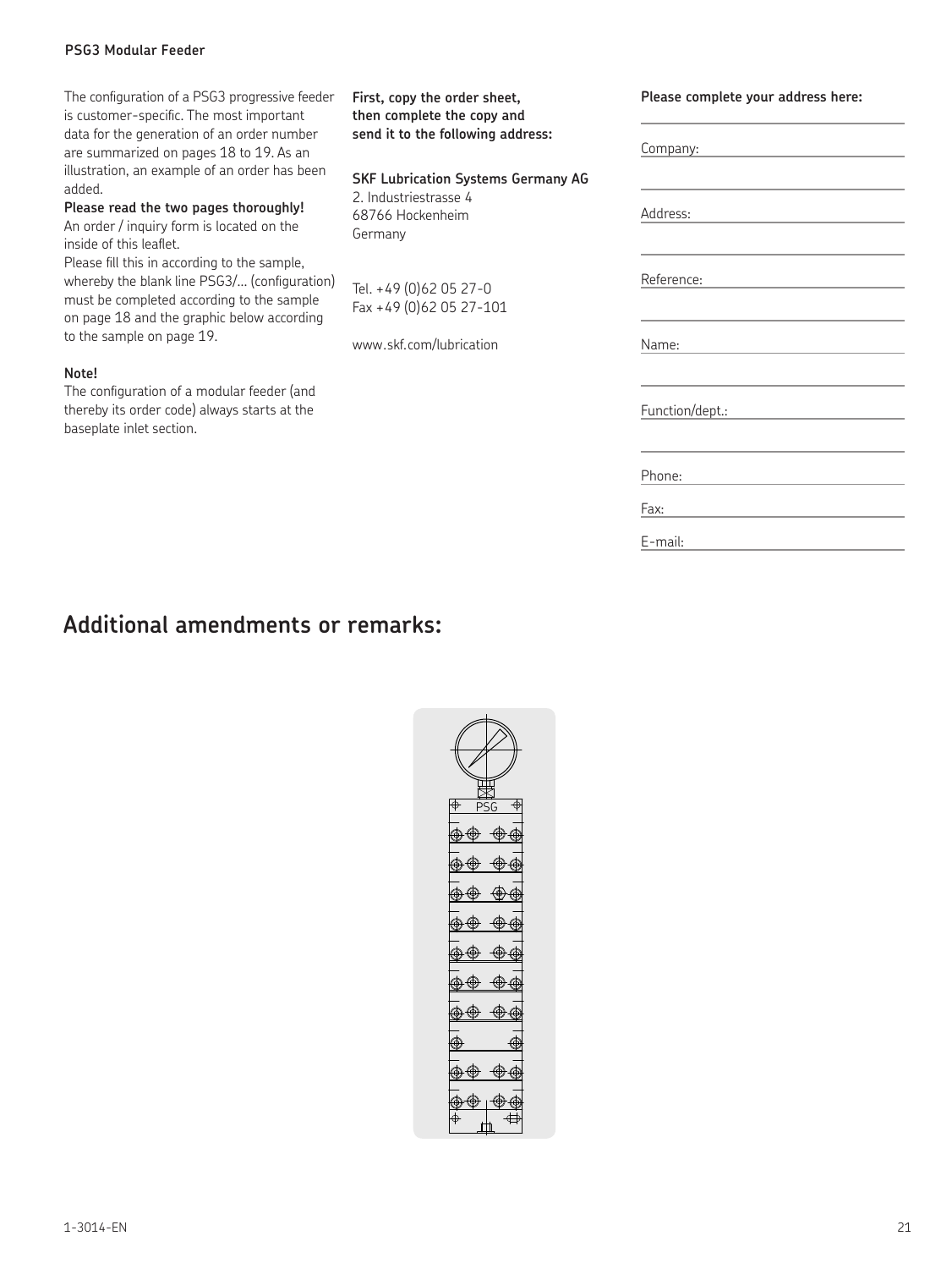The configuration of a PSG3 progressive feeder is customer-specific. The most important data for the generation of an order number are summarized on pages 18 to 19. As an illustration, an example of an order has been added.

**Please read the two pages thoroughly!**

An order / inquiry form is located on the inside of this leaflet.

Please fill this in according to the sample, whereby the blank line PSG3/... (configuration) must be completed according to the sample on page 18 and the graphic below according to the sample on page 19.

**Note!**

The configuration of a modular feeder (and thereby its order code) always starts at the baseplate inlet section.

**First, copy the order sheet, then complete the copy and send it to the following address:**

**SKF Lubrication Systems Germany AG**
2. Industriestrasse 4
68766 Hockenheim
Germany

Tel. +49 (0)62 05 27-0
Fax +49 (0)62 05 27-101

www.skf.com/lubrication

**Please complete your address here:**

Company:

Address:

Reference:

Name:

Function/dept.:

Phone:

Fax:

E-mail:

## Additional amendments or remarks:

PSG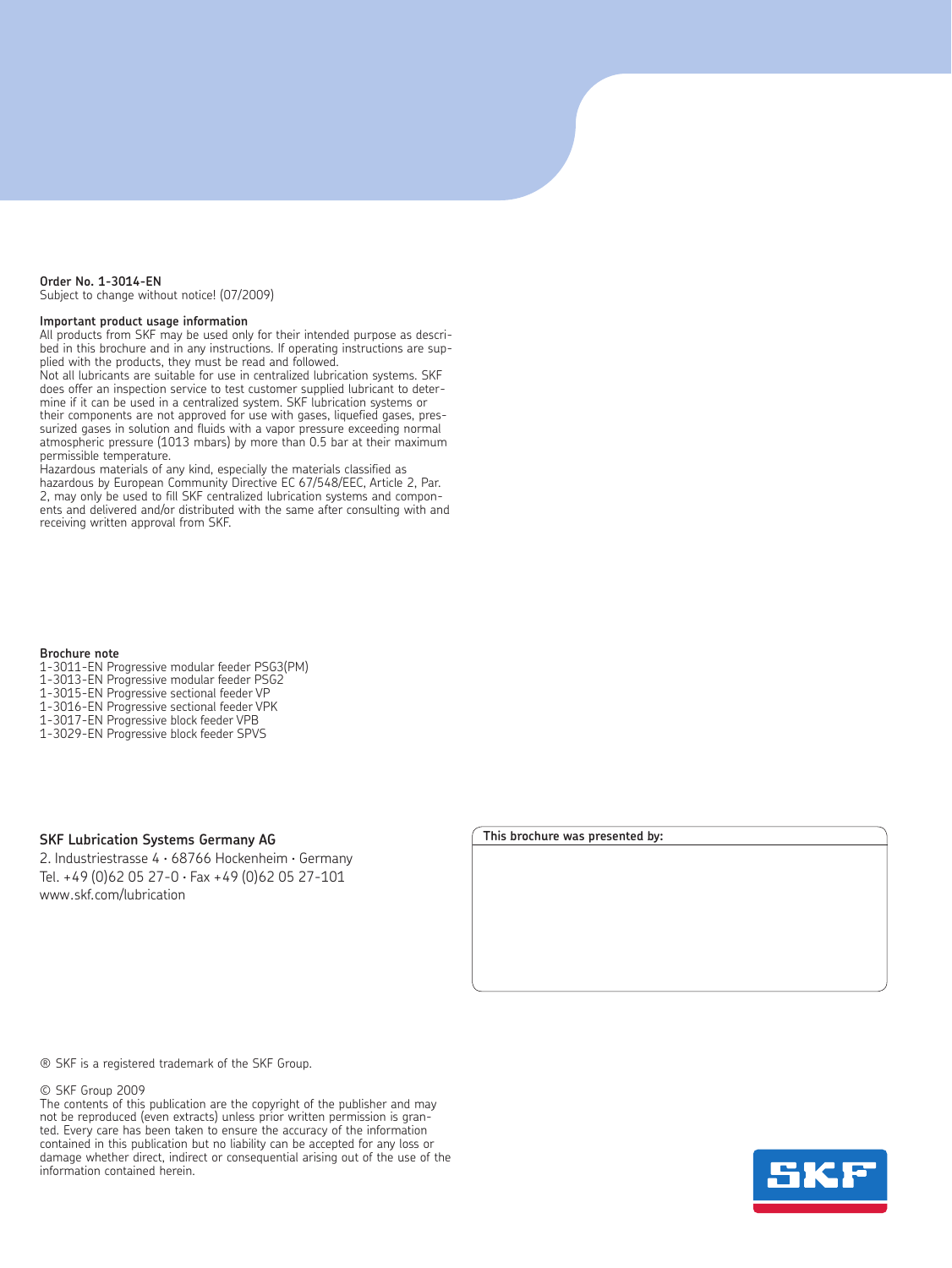**Order No. 1-3014-EN**
Subject to change without notice! (07/2009)

**Important product usage information**
All products from SKF may be used only for their intended purpose as described in this brochure and in any instructions. If operating instructions are supplied with the products, they must be read and followed.
Not all lubricants are suitable for use in centralized lubrication systems. SKF does offer an inspection service to test customer supplied lubricant to determine if it can be used in a centralized system. SKF lubrication systems or their components are not approved for use with gases, liquefied gases, pressurized gases in solution and fluids with a vapor pressure exceeding normal atmospheric pressure (1013 mbars) by more than 0.5 bar at their maximum permissible temperature.
Hazardous materials of any kind, especially the materials classified as hazardous by European Community Directive EC 67/548/EEC, Article 2, Par. 2, may only be used to fill SKF centralized lubrication systems and components and delivered and/or distributed with the same after consulting with and receiving written approval from SKF.

**Brochure note**
1-3011-EN Progressive modular feeder PSG3(PM)
1-3013-EN Progressive modular feeder PSG2
1-3015-EN Progressive sectional feeder VP
1-3016-EN Progressive sectional feeder VPK
1-3017-EN Progressive block feeder VPB
1-3029-EN Progressive block feeder SPVS

**SKF Lubrication Systems Germany AG**
2. Industriestrasse 4 · 68766 Hockenheim · Germany
Tel. +49 (0)62 05 27-0 · Fax +49 (0)62 05 27-101
www.skf.com/lubrication

**This brochure was presented by:**

® SKF is a registered trademark of the SKF Group.

© SKF Group 2009
The contents of this publication are the copyright of the publisher and may not be reproduced (even extracts) unless prior written permission is granted. Every care has been taken to ensure the accuracy of the information contained in this publication but no liability can be accepted for any loss or damage whether direct, indirect or consequential arising out of the use of the information contained herein.

SKF